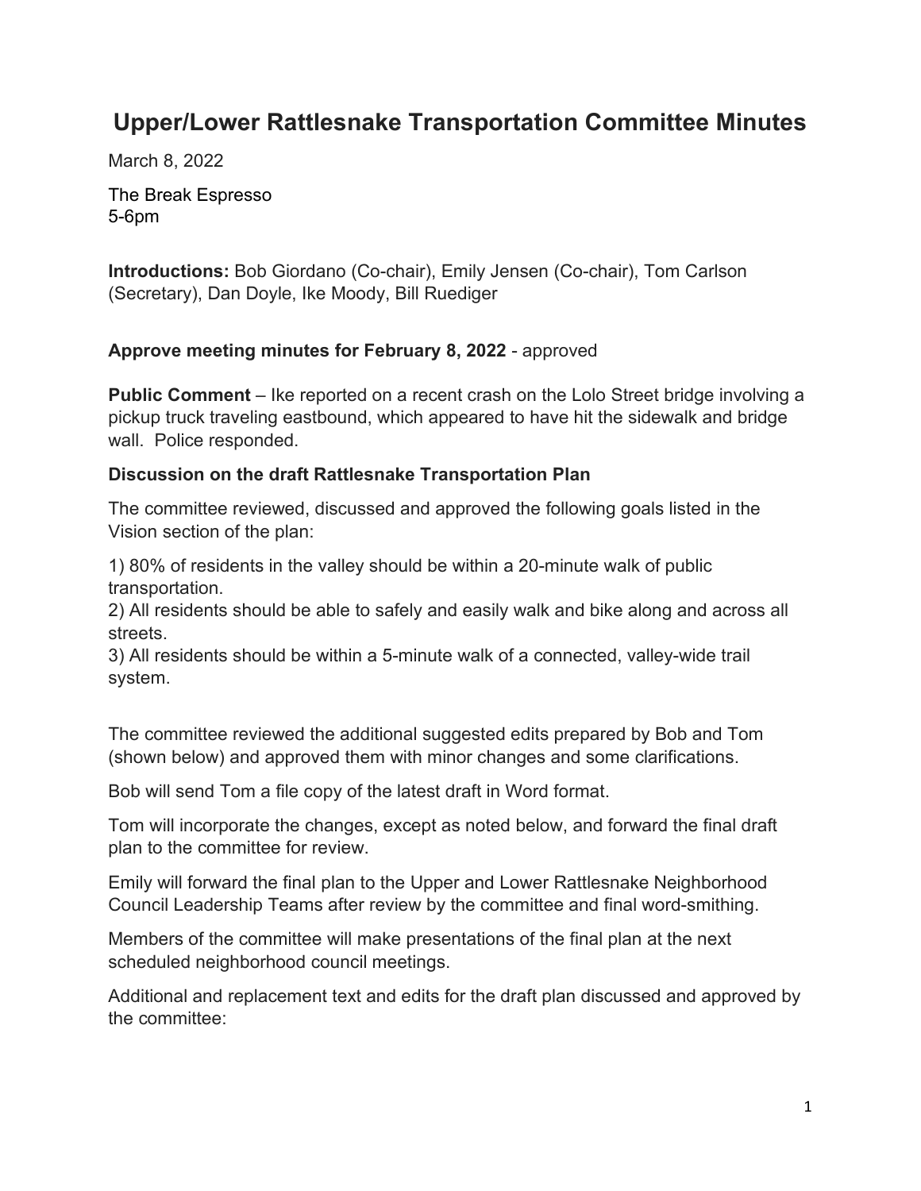# Upper/Lower Rattlesnake Transportation Committee Minutes

March 8, 2022

The Break Espresso
5-6pm

**Introductions:** Bob Giordano (Co-chair), Emily Jensen (Co-chair), Tom Carlson (Secretary), Dan Doyle, Ike Moody, Bill Ruediger

**Approve meeting minutes for February 8, 2022** - approved

**Public Comment** – Ike reported on a recent crash on the Lolo Street bridge involving a pickup truck traveling eastbound, which appeared to have hit the sidewalk and bridge wall. Police responded.

**Discussion on the draft Rattlesnake Transportation Plan**

The committee reviewed, discussed and approved the following goals listed in the Vision section of the plan:

1) 80% of residents in the valley should be within a 20-minute walk of public transportation.
2) All residents should be able to safely and easily walk and bike along and across all streets.
3) All residents should be within a 5-minute walk of a connected, valley-wide trail system.

The committee reviewed the additional suggested edits prepared by Bob and Tom (shown below) and approved them with minor changes and some clarifications.

Bob will send Tom a file copy of the latest draft in Word format.

Tom will incorporate the changes, except as noted below, and forward the final draft plan to the committee for review.

Emily will forward the final plan to the Upper and Lower Rattlesnake Neighborhood Council Leadership Teams after review by the committee and final word-smithing.

Members of the committee will make presentations of the final plan at the next scheduled neighborhood council meetings.

Additional and replacement text and edits for the draft plan discussed and approved by the committee: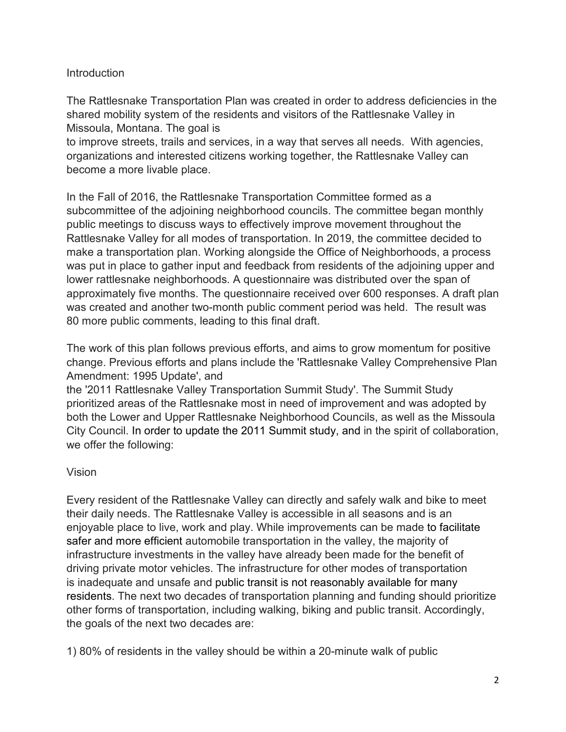## Introduction

The Rattlesnake Transportation Plan was created in order to address deficiencies in the shared mobility system of the residents and visitors of the Rattlesnake Valley in Missoula, Montana. The goal is to improve streets, trails and services, in a way that serves all needs. With agencies, organizations and interested citizens working together, the Rattlesnake Valley can become a more livable place.

In the Fall of 2016, the Rattlesnake Transportation Committee formed as a subcommittee of the adjoining neighborhood councils. The committee began monthly public meetings to discuss ways to effectively improve movement throughout the Rattlesnake Valley for all modes of transportation. In 2019, the committee decided to make a transportation plan. Working alongside the Office of Neighborhoods, a process was put in place to gather input and feedback from residents of the adjoining upper and lower rattlesnake neighborhoods. A questionnaire was distributed over the span of approximately five months. The questionnaire received over 600 responses. A draft plan was created and another two-month public comment period was held. The result was 80 more public comments, leading to this final draft.

The work of this plan follows previous efforts, and aims to grow momentum for positive change. Previous efforts and plans include the 'Rattlesnake Valley Comprehensive Plan Amendment: 1995 Update', and the '2011 Rattlesnake Valley Transportation Summit Study'. The Summit Study prioritized areas of the Rattlesnake most in need of improvement and was adopted by both the Lower and Upper Rattlesnake Neighborhood Councils, as well as the Missoula City Council. In order to update the 2011 Summit study, and in the spirit of collaboration, we offer the following:

## Vision

Every resident of the Rattlesnake Valley can directly and safely walk and bike to meet their daily needs. The Rattlesnake Valley is accessible in all seasons and is an enjoyable place to live, work and play. While improvements can be made to facilitate safer and more efficient automobile transportation in the valley, the majority of infrastructure investments in the valley have already been made for the benefit of driving private motor vehicles. The infrastructure for other modes of transportation is inadequate and unsafe and public transit is not reasonably available for many residents. The next two decades of transportation planning and funding should prioritize other forms of transportation, including walking, biking and public transit. Accordingly, the goals of the next two decades are:

1) 80% of residents in the valley should be within a 20-minute walk of public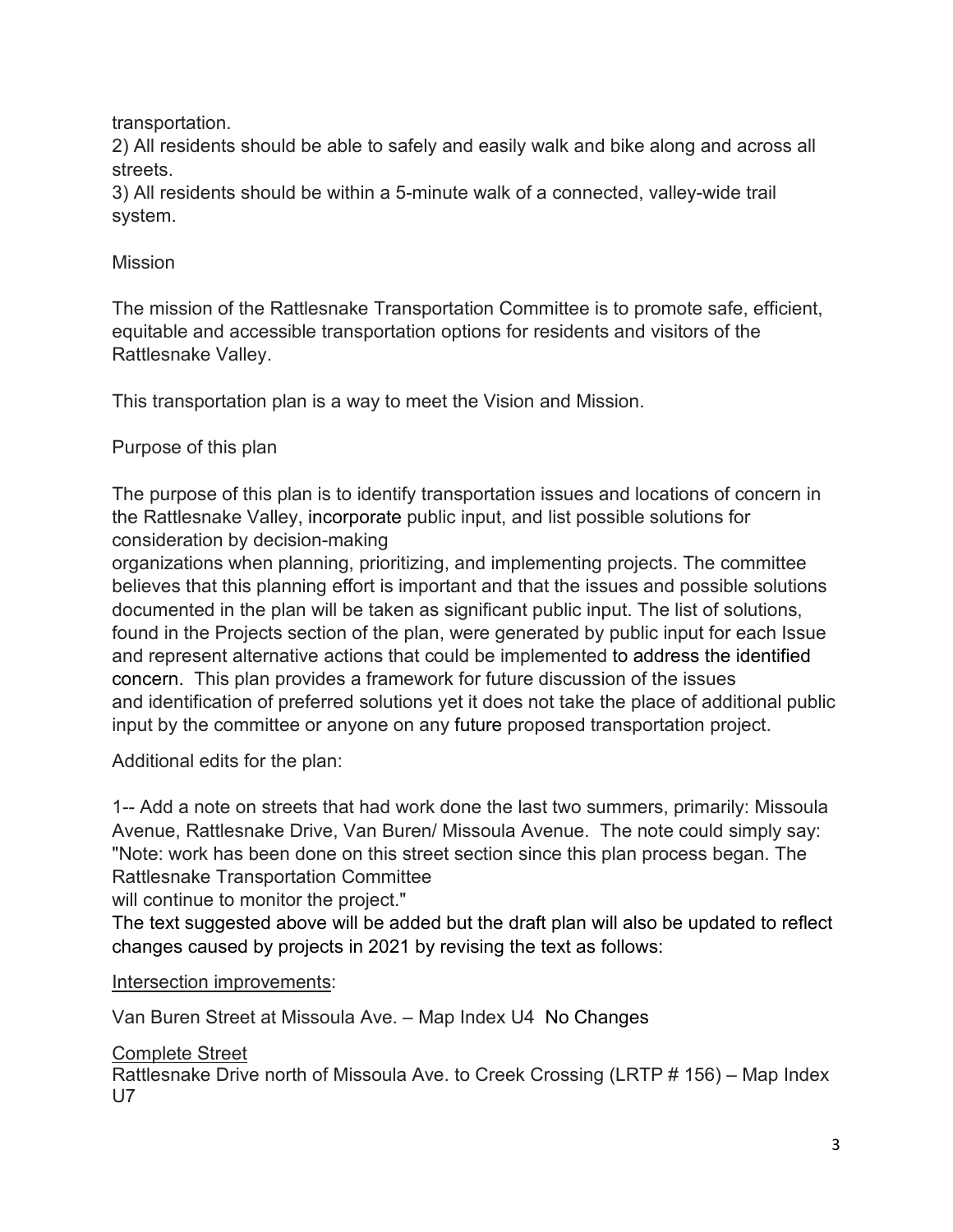transportation.

2) All residents should be able to safely and easily walk and bike along and across all streets.

3) All residents should be within a 5-minute walk of a connected, valley-wide trail system.

Mission

The mission of the Rattlesnake Transportation Committee is to promote safe, efficient, equitable and accessible transportation options for residents and visitors of the Rattlesnake Valley.

This transportation plan is a way to meet the Vision and Mission.

Purpose of this plan

The purpose of this plan is to identify transportation issues and locations of concern in the Rattlesnake Valley, incorporate public input, and list possible solutions for consideration by decision-making organizations when planning, prioritizing, and implementing projects. The committee believes that this planning effort is important and that the issues and possible solutions documented in the plan will be taken as significant public input. The list of solutions, found in the Projects section of the plan, were generated by public input for each Issue and represent alternative actions that could be implemented to address the identified concern. This plan provides a framework for future discussion of the issues and identification of preferred solutions yet it does not take the place of additional public input by the committee or anyone on any future proposed transportation project.

Additional edits for the plan:

1-- Add a note on streets that had work done the last two summers, primarily: Missoula Avenue, Rattlesnake Drive, Van Buren/ Missoula Avenue. The note could simply say: "Note: work has been done on this street section since this plan process began. The Rattlesnake Transportation Committee will continue to monitor the project."

The text suggested above will be added but the draft plan will also be updated to reflect changes caused by projects in 2021 by revising the text as follows:

<u>Intersection improvements</u>:

Van Buren Street at Missoula Ave. – Map Index U4 No Changes

<u>Complete Street</u>

Rattlesnake Drive north of Missoula Ave. to Creek Crossing (LRTP # 156) – Map Index U7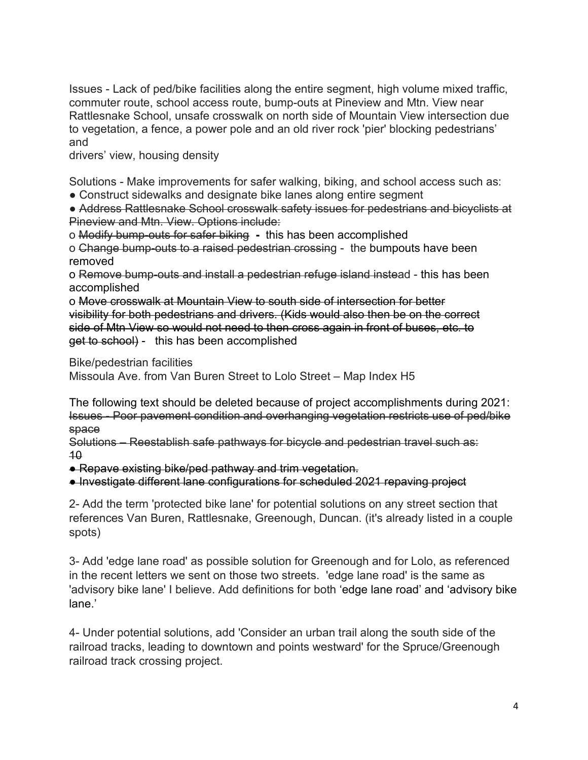Issues - Lack of ped/bike facilities along the entire segment, high volume mixed traffic, commuter route, school access route, bump-outs at Pineview and Mtn. View near Rattlesnake School, unsafe crosswalk on north side of Mountain View intersection due to vegetation, a fence, a power pole and an old river rock 'pier' blocking pedestrians' and
drivers' view, housing density

Solutions - Make improvements for safer walking, biking, and school access such as:

- Construct sidewalks and designate bike lanes along entire segment
- ~~Address Rattlesnake School crosswalk safety issues for pedestrians and bicyclists at Pineview and Mtn. View. Options include:~~

o ~~Modify bump-outs for safer biking~~ **-** this has been accomplished

o ~~Change bump-outs to a raised pedestrian crossing~~ - the bumpouts have been removed

o ~~Remove bump-outs and install a pedestrian refuge island instea~~d - this has been accomplished

o ~~Move crosswalk at Mountain View to south side of intersection for better visibility for both pedestrians and drivers. (Kids would also then be on the correct side of Mtn View so would not need to then cross again in front of buses, etc. to get to school)~~ - this has been accomplished

Bike/pedestrian facilities
Missoula Ave. from Van Buren Street to Lolo Street – Map Index H5

The following text should be deleted because of project accomplishments during 2021:
~~Issues - Poor pavement condition and overhanging vegetation restricts use of ped/bike space~~
~~Solutions – Reestablish safe pathways for bicycle and pedestrian travel such as:~~
~~10~~

- ~~Repave existing bike/ped pathway and trim vegetation.~~
- ~~Investigate different lane configurations for scheduled 2021 repaving project~~

2- Add the term 'protected bike lane' for potential solutions on any street section that references Van Buren, Rattlesnake, Greenough, Duncan. (it's already listed in a couple spots)

3- Add 'edge lane road' as possible solution for Greenough and for Lolo, as referenced in the recent letters we sent on those two streets. 'edge lane road' is the same as 'advisory bike lane' I believe. Add definitions for both 'edge lane road' and 'advisory bike lane.'

4- Under potential solutions, add 'Consider an urban trail along the south side of the railroad tracks, leading to downtown and points westward' for the Spruce/Greenough railroad track crossing project.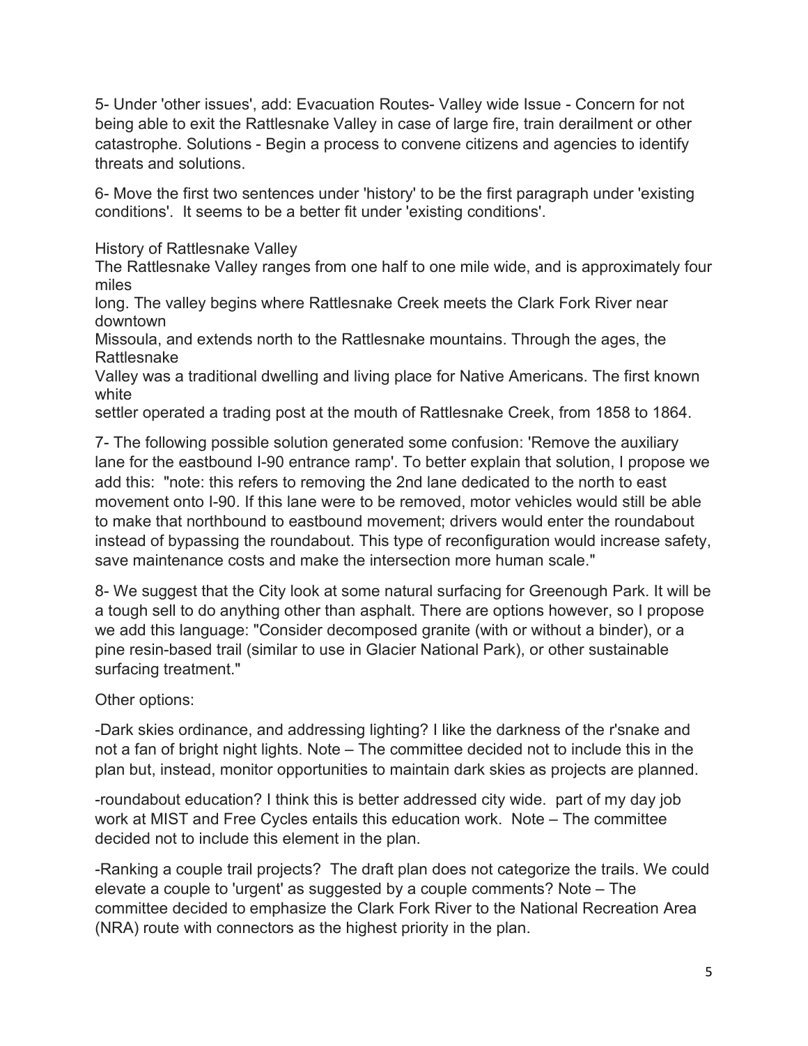5- Under 'other issues', add: Evacuation Routes- Valley wide Issue - Concern for not being able to exit the Rattlesnake Valley in case of large fire, train derailment or other catastrophe. Solutions - Begin a process to convene citizens and agencies to identify threats and solutions.

6- Move the first two sentences under 'history' to be the first paragraph under 'existing conditions'. It seems to be a better fit under 'existing conditions'.

History of Rattlesnake Valley
The Rattlesnake Valley ranges from one half to one mile wide, and is approximately four miles
long. The valley begins where Rattlesnake Creek meets the Clark Fork River near downtown
Missoula, and extends north to the Rattlesnake mountains. Through the ages, the Rattlesnake
Valley was a traditional dwelling and living place for Native Americans. The first known white
settler operated a trading post at the mouth of Rattlesnake Creek, from 1858 to 1864.

7- The following possible solution generated some confusion: 'Remove the auxiliary lane for the eastbound I-90 entrance ramp'. To better explain that solution, I propose we add this: "note: this refers to removing the 2nd lane dedicated to the north to east movement onto I-90. If this lane were to be removed, motor vehicles would still be able to make that northbound to eastbound movement; drivers would enter the roundabout instead of bypassing the roundabout. This type of reconfiguration would increase safety, save maintenance costs and make the intersection more human scale."

8- We suggest that the City look at some natural surfacing for Greenough Park. It will be a tough sell to do anything other than asphalt. There are options however, so I propose we add this language: "Consider decomposed granite (with or without a binder), or a pine resin-based trail (similar to use in Glacier National Park), or other sustainable surfacing treatment."

Other options:

-Dark skies ordinance, and addressing lighting? I like the darkness of the r'snake and not a fan of bright night lights. Note – The committee decided not to include this in the plan but, instead, monitor opportunities to maintain dark skies as projects are planned.

-roundabout education? I think this is better addressed city wide. part of my day job work at MIST and Free Cycles entails this education work. Note – The committee decided not to include this element in the plan.

-Ranking a couple trail projects? The draft plan does not categorize the trails. We could elevate a couple to 'urgent' as suggested by a couple comments? Note – The committee decided to emphasize the Clark Fork River to the National Recreation Area (NRA) route with connectors as the highest priority in the plan.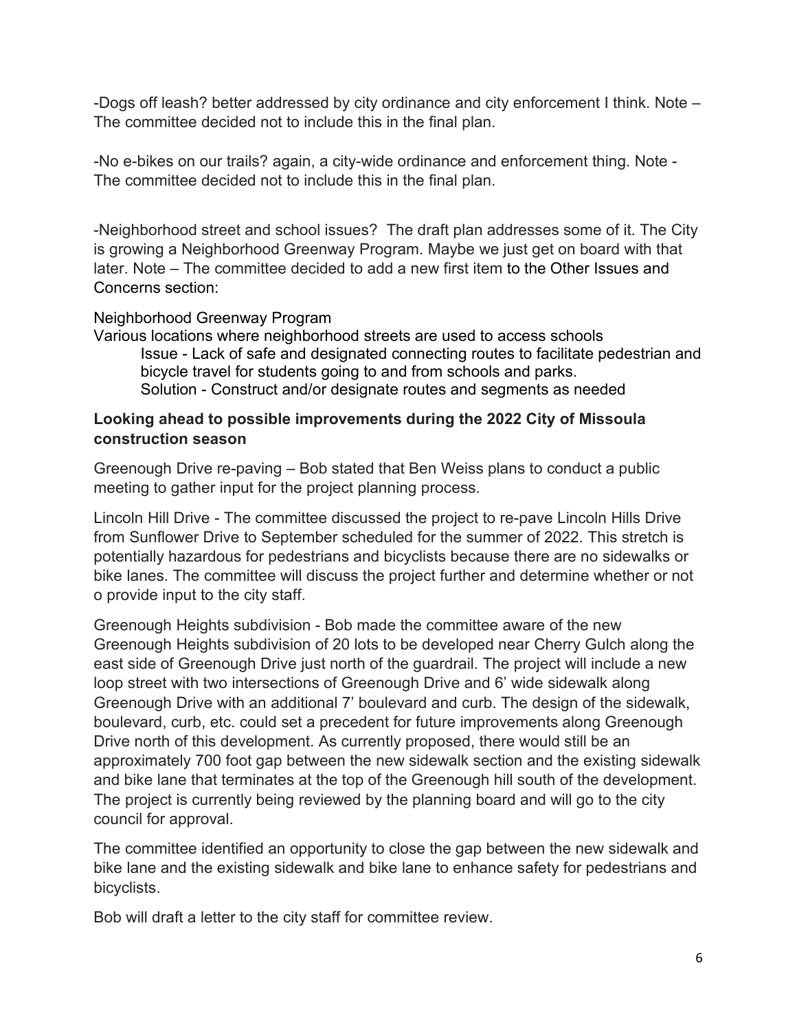-Dogs off leash? better addressed by city ordinance and city enforcement I think. Note – The committee decided not to include this in the final plan.

-No e-bikes on our trails? again, a city-wide ordinance and enforcement thing. Note - The committee decided not to include this in the final plan.

-Neighborhood street and school issues? The draft plan addresses some of it. The City is growing a Neighborhood Greenway Program. Maybe we just get on board with that later. Note – The committee decided to add a new first item to the Other Issues and Concerns section:

Neighborhood Greenway Program
Various locations where neighborhood streets are used to access schools

> Issue - Lack of safe and designated connecting routes to facilitate pedestrian and bicycle travel for students going to and from schools and parks.
> Solution - Construct and/or designate routes and segments as needed

**Looking ahead to possible improvements during the 2022 City of Missoula construction season**

Greenough Drive re-paving – Bob stated that Ben Weiss plans to conduct a public meeting to gather input for the project planning process.

Lincoln Hill Drive - The committee discussed the project to re-pave Lincoln Hills Drive from Sunflower Drive to September scheduled for the summer of 2022. This stretch is potentially hazardous for pedestrians and bicyclists because there are no sidewalks or bike lanes. The committee will discuss the project further and determine whether or not o provide input to the city staff.

Greenough Heights subdivision - Bob made the committee aware of the new Greenough Heights subdivision of 20 lots to be developed near Cherry Gulch along the east side of Greenough Drive just north of the guardrail. The project will include a new loop street with two intersections of Greenough Drive and 6' wide sidewalk along Greenough Drive with an additional 7' boulevard and curb. The design of the sidewalk, boulevard, curb, etc. could set a precedent for future improvements along Greenough Drive north of this development. As currently proposed, there would still be an approximately 700 foot gap between the new sidewalk section and the existing sidewalk and bike lane that terminates at the top of the Greenough hill south of the development. The project is currently being reviewed by the planning board and will go to the city council for approval.

The committee identified an opportunity to close the gap between the new sidewalk and bike lane and the existing sidewalk and bike lane to enhance safety for pedestrians and bicyclists.

Bob will draft a letter to the city staff for committee review.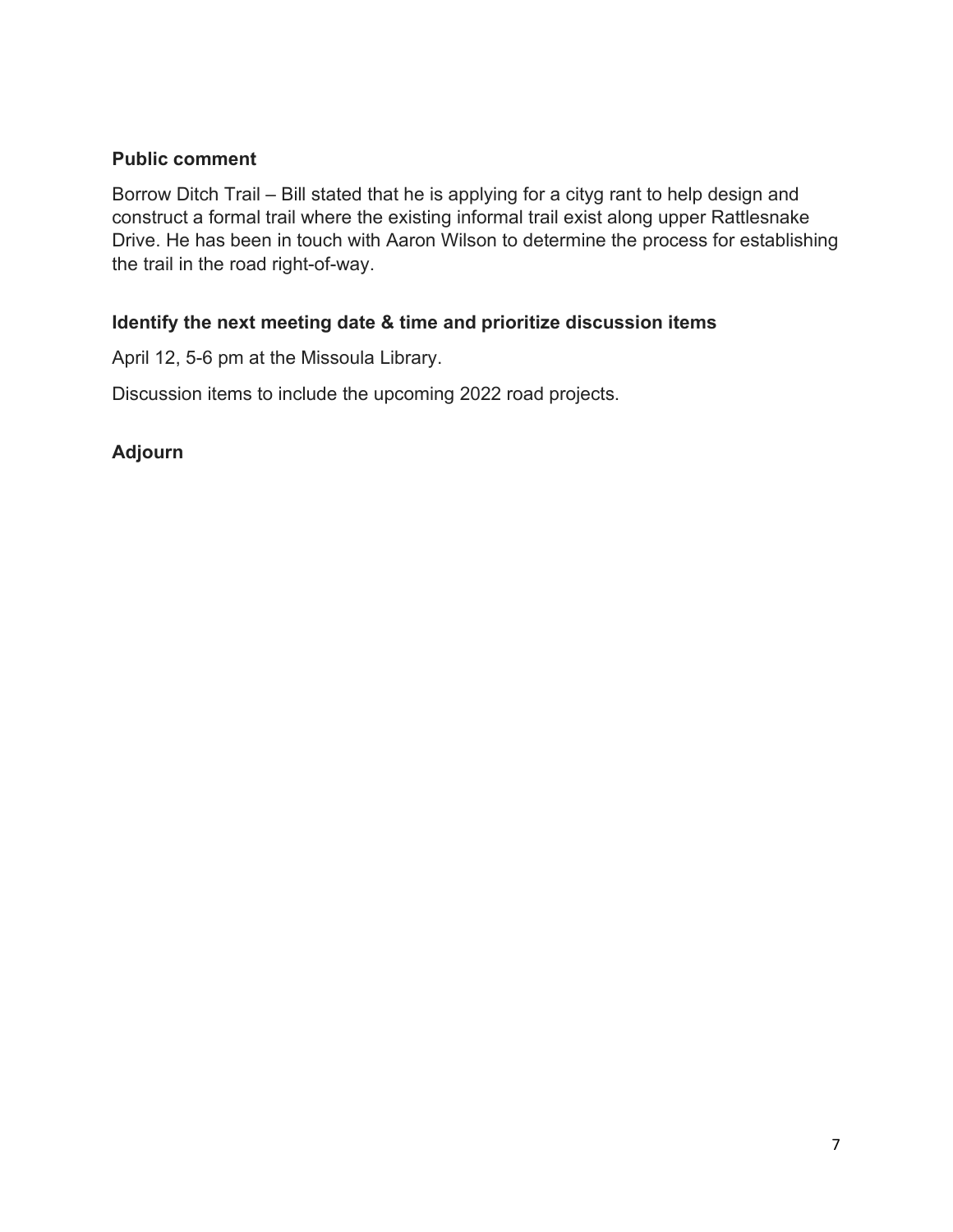### Public comment

Borrow Ditch Trail – Bill stated that he is applying for a cityg rant to help design and construct a formal trail where the existing informal trail exist along upper Rattlesnake Drive. He has been in touch with Aaron Wilson to determine the process for establishing the trail in the road right-of-way.

### Identify the next meeting date & time and prioritize discussion items

April 12, 5-6 pm at the Missoula Library.

Discussion items to include the upcoming 2022 road projects.

### Adjourn